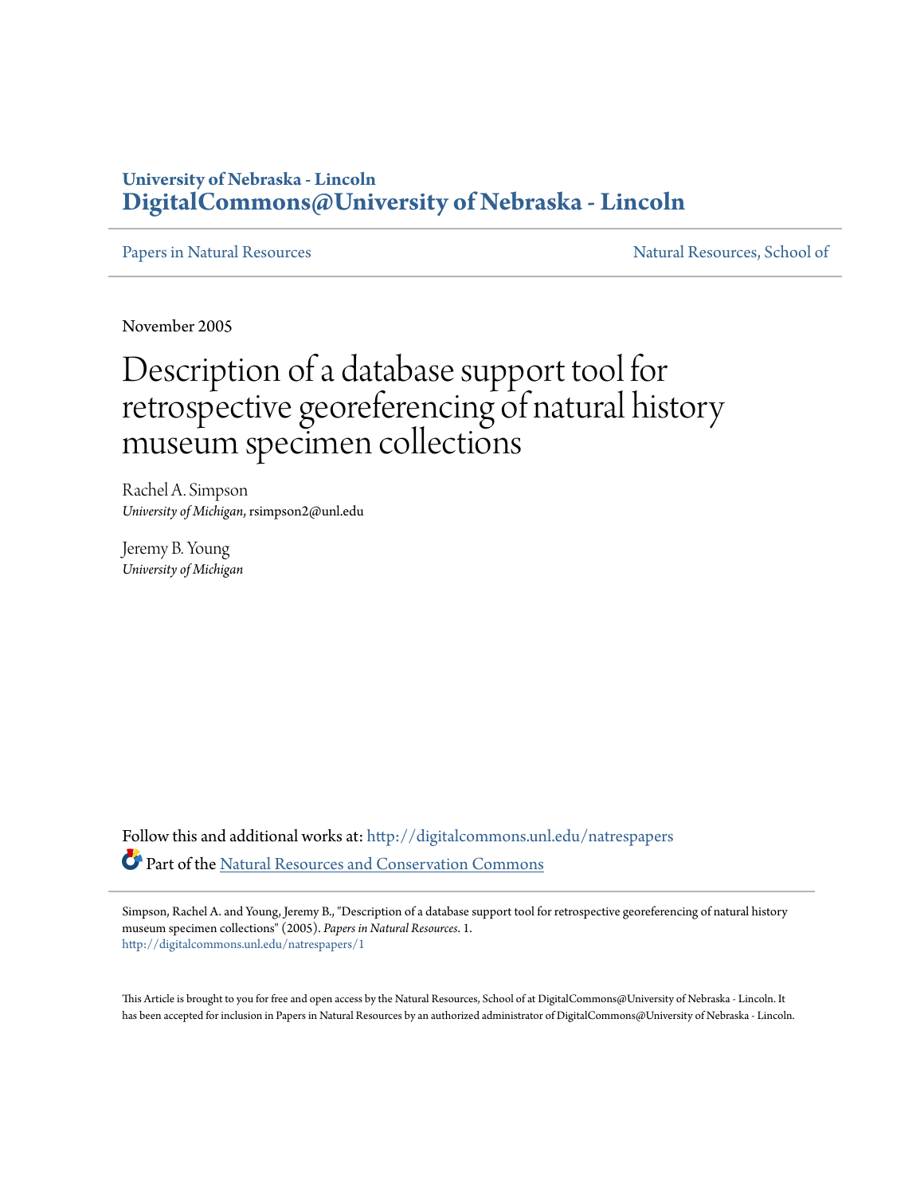University of Nebraska - Lincoln
**DigitalCommons@University of Nebraska - Lincoln**

Papers in Natural Resources | Natural Resources, School of

November 2005

# Description of a database support tool for retrospective georeferencing of natural history museum specimen collections

Rachel A. Simpson
*University of Michigan*, rsimpson2@unl.edu

Jeremy B. Young
*University of Michigan*

Follow this and additional works at: http://digitalcommons.unl.edu/natrespapers

Part of the Natural Resources and Conservation Commons

Simpson, Rachel A. and Young, Jeremy B., "Description of a database support tool for retrospective georeferencing of natural history museum specimen collections" (2005). *Papers in Natural Resources*. 1.
http://digitalcommons.unl.edu/natrespapers/1

This Article is brought to you for free and open access by the Natural Resources, School of at DigitalCommons@University of Nebraska - Lincoln. It has been accepted for inclusion in Papers in Natural Resources by an authorized administrator of DigitalCommons@University of Nebraska - Lincoln.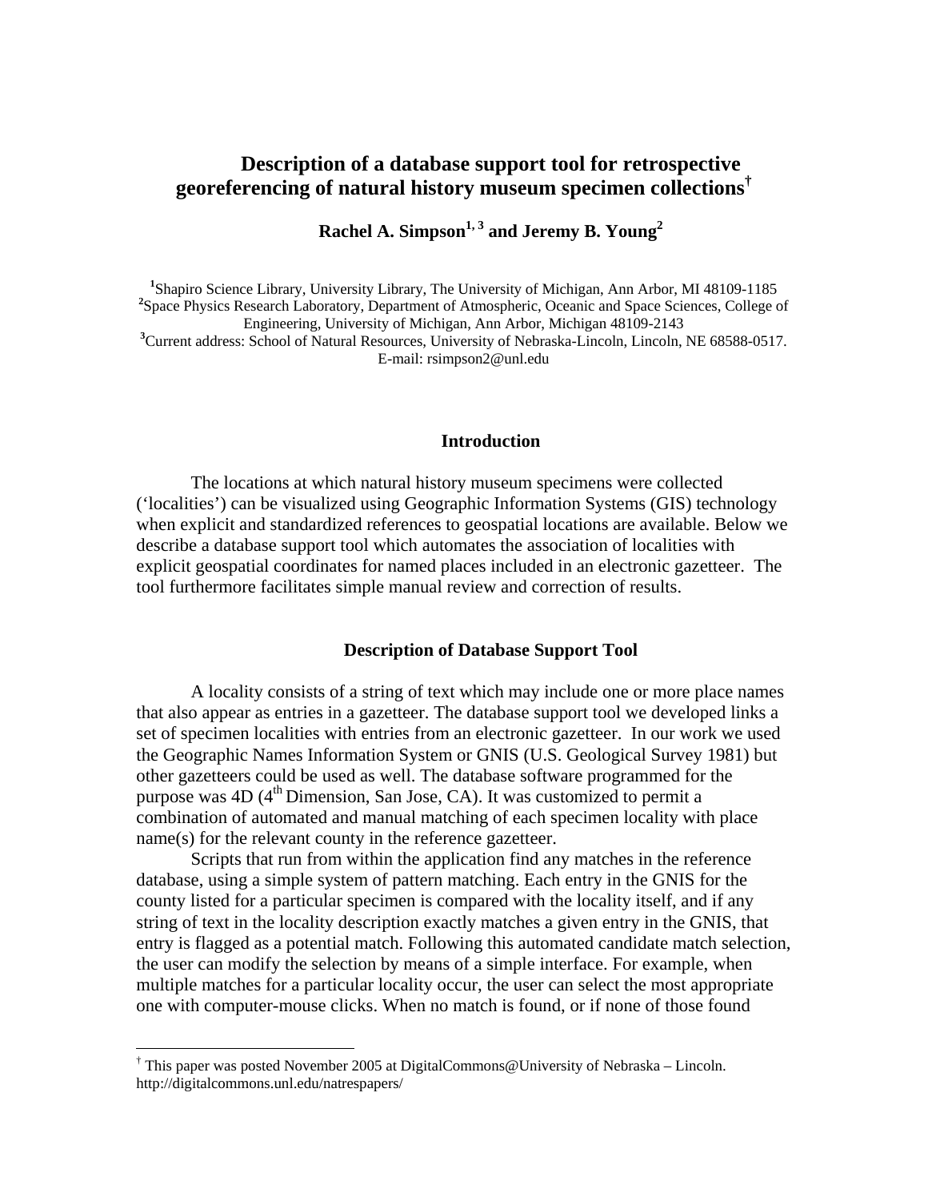# Description of a database support tool for retrospective georeferencing of natural history museum specimen collections[†]

**Rachel A. Simpson[1, 3] and Jeremy B. Young[2]**

[1]Shapiro Science Library, University Library, The University of Michigan, Ann Arbor, MI 48109-1185
[2]Space Physics Research Laboratory, Department of Atmospheric, Oceanic and Space Sciences, College of Engineering, University of Michigan, Ann Arbor, Michigan 48109-2143
[3]Current address: School of Natural Resources, University of Nebraska-Lincoln, Lincoln, NE 68588-0517.
E-mail: rsimpson2@unl.edu

## Introduction

The locations at which natural history museum specimens were collected ('localities') can be visualized using Geographic Information Systems (GIS) technology when explicit and standardized references to geospatial locations are available. Below we describe a database support tool which automates the association of localities with explicit geospatial coordinates for named places included in an electronic gazetteer. The tool furthermore facilitates simple manual review and correction of results.

## Description of Database Support Tool

A locality consists of a string of text which may include one or more place names that also appear as entries in a gazetteer. The database support tool we developed links a set of specimen localities with entries from an electronic gazetteer. In our work we used the Geographic Names Information System or GNIS (U.S. Geological Survey 1981) but other gazetteers could be used as well. The database software programmed for the purpose was 4D (4th Dimension, San Jose, CA). It was customized to permit a combination of automated and manual matching of each specimen locality with place name(s) for the relevant county in the reference gazetteer.

Scripts that run from within the application find any matches in the reference database, using a simple system of pattern matching. Each entry in the GNIS for the county listed for a particular specimen is compared with the locality itself, and if any string of text in the locality description exactly matches a given entry in the GNIS, that entry is flagged as a potential match. Following this automated candidate match selection, the user can modify the selection by means of a simple interface. For example, when multiple matches for a particular locality occur, the user can select the most appropriate one with computer-mouse clicks. When no match is found, or if none of those found

[†] This paper was posted November 2005 at DigitalCommons@University of Nebraska – Lincoln. http://digitalcommons.unl.edu/natrespapers/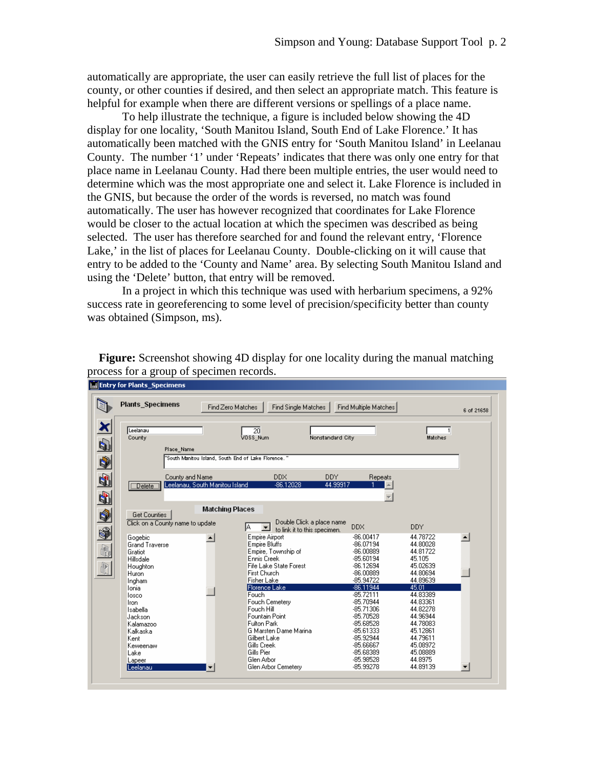automatically are appropriate, the user can easily retrieve the full list of places for the county, or other counties if desired, and then select an appropriate match. This feature is helpful for example when there are different versions or spellings of a place name.

To help illustrate the technique, a figure is included below showing the 4D display for one locality, 'South Manitou Island, South End of Lake Florence.' It has automatically been matched with the GNIS entry for 'South Manitou Island' in Leelanau County. The number '1' under 'Repeats' indicates that there was only one entry for that place name in Leelanau County. Had there been multiple entries, the user would need to determine which was the most appropriate one and select it. Lake Florence is included in the GNIS, but because the order of the words is reversed, no match was found automatically. The user has however recognized that coordinates for Lake Florence would be closer to the actual location at which the specimen was described as being selected. The user has therefore searched for and found the relevant entry, 'Florence Lake,' in the list of places for Leelanau County. Double-clicking on it will cause that entry to be added to the 'County and Name' area. By selecting South Manitou Island and using the 'Delete' button, that entry will be removed.

In a project in which this technique was used with herbarium specimens, a 92% success rate in georeferencing to some level of precision/specificity better than county was obtained (Simpson, ms).

**Figure:** Screenshot showing 4D display for one locality during the manual matching process for a group of specimen records.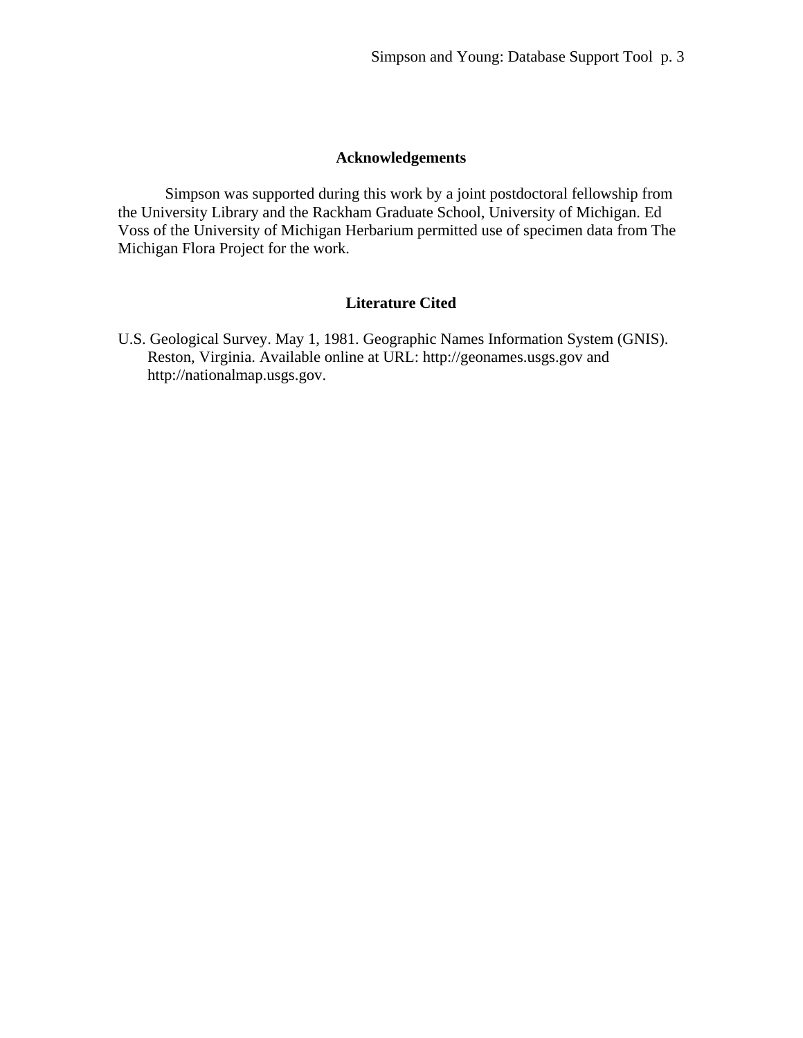## Acknowledgements

Simpson was supported during this work by a joint postdoctoral fellowship from the University Library and the Rackham Graduate School, University of Michigan. Ed Voss of the University of Michigan Herbarium permitted use of specimen data from The Michigan Flora Project for the work.

## Literature Cited

U.S. Geological Survey. May 1, 1981. Geographic Names Information System (GNIS). Reston, Virginia. Available online at URL: http://geonames.usgs.gov and http://nationalmap.usgs.gov.